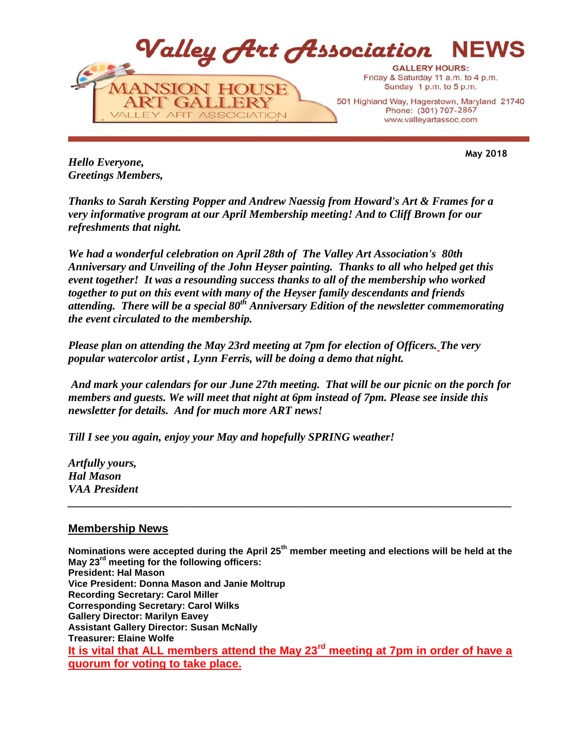# Valley Art Association NEWS

**MANSION HOUSE ART GALLERY**
VALLEY ART ASSOCIATION

**GALLERY HOURS:**
Friday & Saturday 11 a.m. to 4 p.m.
Sunday 1 p.m. to 5 p.m.

501 Highland Way, Hagerstown, Maryland 21740
Phone: (301) 797-2867
www.valleyartassoc.com

**May 2018**

***Hello Everyone,***
***Greetings Members,***

***Thanks to Sarah Kersting Popper and Andrew Naessig from Howard's Art & Frames for a very informative program at our April Membership meeting! And to Cliff Brown for our refreshments that night.***

***We had a wonderful celebration on April 28th of The Valley Art Association's 80th Anniversary and Unveiling of the John Heyser painting. Thanks to all who helped get this event together! It was a resounding success thanks to all of the membership who worked together to put on this event with many of the Heyser family descendants and friends attending. There will be a special 80th Anniversary Edition of the newsletter commemorating the event circulated to the membership.***

***Please plan on attending the May 23rd meeting at 7pm for election of Officers. The very popular watercolor artist , Lynn Ferris, will be doing a demo that night.***

***And mark your calendars for our June 27th meeting. That will be our picnic on the porch for members and guests. We will meet that night at 6pm instead of 7pm. Please see inside this newsletter for details. And for much more ART news!***

***Till I see you again, enjoy your May and hopefully SPRING weather!***

***Artfully yours,***
***Hal Mason***
***VAA President***

---

## Membership News

**Nominations were accepted during the April 25th member meeting and elections will be held at the May 23rd meeting for the following officers:**
**President: Hal Mason**
**Vice President: Donna Mason and Janie Moltrup**
**Recording Secretary: Carol Miller**
**Corresponding Secretary: Carol Wilks**
**Gallery Director: Marilyn Eavey**
**Assistant Gallery Director: Susan McNally**
**Treasurer: Elaine Wolfe**

**It is vital that ALL members attend the May 23rd meeting at 7pm in order of have a quorum for voting to take place.**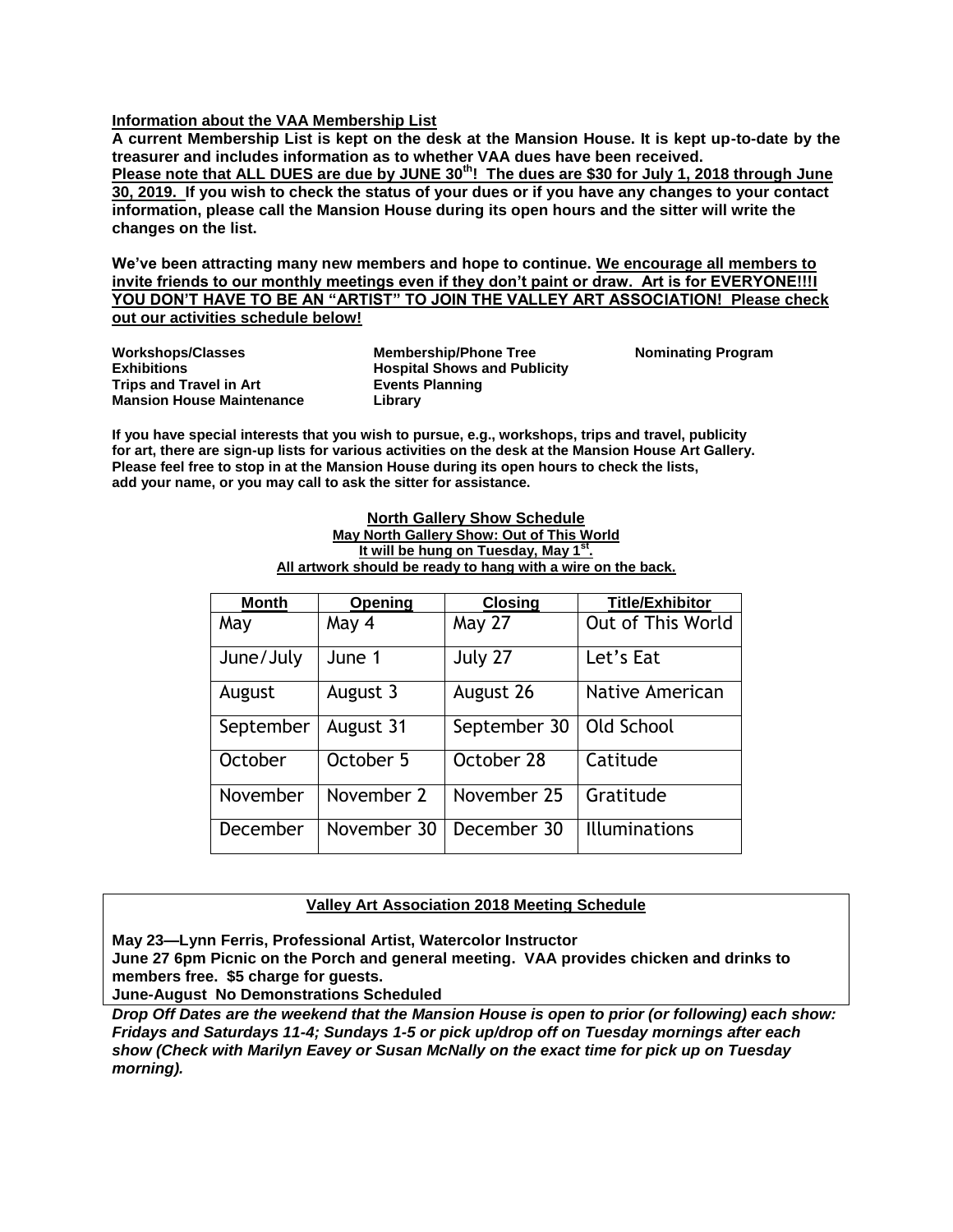## Information about the VAA Membership List

**A current Membership List is kept on the desk at the Mansion House. It is kept up-to-date by the treasurer and includes information as to whether VAA dues have been received.**
**Please note that ALL DUES are due by JUNE 30th! The dues are $30 for July 1, 2018 through June 30, 2019. If you wish to check the status of your dues or if you have any changes to your contact information, please call the Mansion House during its open hours and the sitter will write the changes on the list.**

**We've been attracting many new members and hope to continue. We encourage all members to invite friends to our monthly meetings even if they don't paint or draw. Art is for EVERYONE!!!I YOU DON'T HAVE TO BE AN "ARTIST" TO JOIN THE VALLEY ART ASSOCIATION! Please check out our activities schedule below!**

**Workshops/Classes**
**Exhibitions**
**Trips and Travel in Art**
**Mansion House Maintenance**
**Membership/Phone Tree**
**Hospital Shows and Publicity**
**Events Planning**
**Library**
**Nominating Program**

**If you have special interests that you wish to pursue, e.g., workshops, trips and travel, publicity for art, there are sign-up lists for various activities on the desk at the Mansion House Art Gallery. Please feel free to stop in at the Mansion House during its open hours to check the lists, add your name, or you may call to ask the sitter for assistance.**

### North Gallery Show Schedule

**May North Gallery Show: Out of This World**
**It will be hung on Tuesday, May 1st.**
**All artwork should be ready to hang with a wire on the back.**

| Month | Opening | Closing | Title/Exhibitor |
|---|---|---|---|
| May | May 4 | May 27 | Out of This World |
| June/July | June 1 | July 27 | Let's Eat |
| August | August 3 | August 26 | Native American |
| September | August 31 | September 30 | Old School |
| October | October 5 | October 28 | Catitude |
| November | November 2 | November 25 | Gratitude |
| December | November 30 | December 30 | Illuminations |

### Valley Art Association 2018 Meeting Schedule

**May 23—Lynn Ferris, Professional Artist, Watercolor Instructor**
**June 27 6pm Picnic on the Porch and general meeting. VAA provides chicken and drinks to members free. $5 charge for guests.**
**June-August No Demonstrations Scheduled**

***Drop Off Dates are the weekend that the Mansion House is open to prior (or following) each show: Fridays and Saturdays 11-4; Sundays 1-5 or pick up/drop off on Tuesday mornings after each show (Check with Marilyn Eavey or Susan McNally on the exact time for pick up on Tuesday morning).***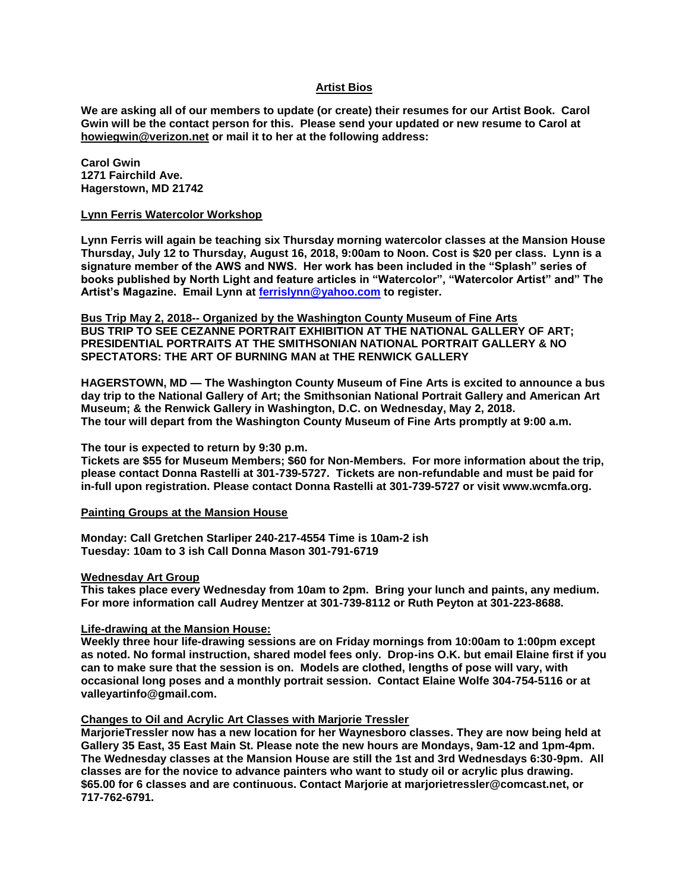## Artist Bios

**We are asking all of our members to update (or create) their resumes for our Artist Book. Carol Gwin will be the contact person for this. Please send your updated or new resume to Carol at howiegwin@verizon.net or mail it to her at the following address:**

**Carol Gwin**
**1271 Fairchild Ave.**
**Hagerstown, MD 21742**

## Lynn Ferris Watercolor Workshop

**Lynn Ferris will again be teaching six Thursday morning watercolor classes at the Mansion House Thursday, July 12 to Thursday, August 16, 2018, 9:00am to Noon. Cost is $20 per class. Lynn is a signature member of the AWS and NWS. Her work has been included in the "Splash" series of books published by North Light and feature articles in "Watercolor", "Watercolor Artist" and" The Artist's Magazine. Email Lynn at ferrislynn@yahoo.com to register.**

## Bus Trip May 2, 2018-- Organized by the Washington County Museum of Fine Arts

**BUS TRIP TO SEE CEZANNE PORTRAIT EXHIBITION AT THE NATIONAL GALLERY OF ART; PRESIDENTIAL PORTRAITS AT THE SMITHSONIAN NATIONAL PORTRAIT GALLERY & NO SPECTATORS: THE ART OF BURNING MAN at THE RENWICK GALLERY**

**HAGERSTOWN, MD — The Washington County Museum of Fine Arts is excited to announce a bus day trip to the National Gallery of Art; the Smithsonian National Portrait Gallery and American Art Museum; & the Renwick Gallery in Washington, D.C. on Wednesday, May 2, 2018.**
**The tour will depart from the Washington County Museum of Fine Arts promptly at 9:00 a.m.**

**The tour is expected to return by 9:30 p.m.**
**Tickets are $55 for Museum Members; $60 for Non-Members. For more information about the trip, please contact Donna Rastelli at 301-739-5727. Tickets are non-refundable and must be paid for in-full upon registration. Please contact Donna Rastelli at 301-739-5727 or visit www.wcmfa.org.**

## Painting Groups at the Mansion House

**Monday: Call Gretchen Starliper 240-217-4554 Time is 10am-2 ish**
**Tuesday: 10am to 3 ish Call Donna Mason 301-791-6719**

## Wednesday Art Group

**This takes place every Wednesday from 10am to 2pm. Bring your lunch and paints, any medium. For more information call Audrey Mentzer at 301-739-8112 or Ruth Peyton at 301-223-8688.**

## Life-drawing at the Mansion House:

**Weekly three hour life-drawing sessions are on Friday mornings from 10:00am to 1:00pm except as noted. No formal instruction, shared model fees only. Drop-ins O.K. but email Elaine first if you can to make sure that the session is on. Models are clothed, lengths of pose will vary, with occasional long poses and a monthly portrait session. Contact Elaine Wolfe 304-754-5116 or at valleyartinfo@gmail.com.**

## Changes to Oil and Acrylic Art Classes with Marjorie Tressler

**MarjorieTressler now has a new location for her Waynesboro classes. They are now being held at Gallery 35 East, 35 East Main St. Please note the new hours are Mondays, 9am-12 and 1pm-4pm. The Wednesday classes at the Mansion House are still the 1st and 3rd Wednesdays 6:30-9pm. All classes are for the novice to advance painters who want to study oil or acrylic plus drawing. $65.00 for 6 classes and are continuous. Contact Marjorie at marjorietressler@comcast.net, or 717-762-6791.**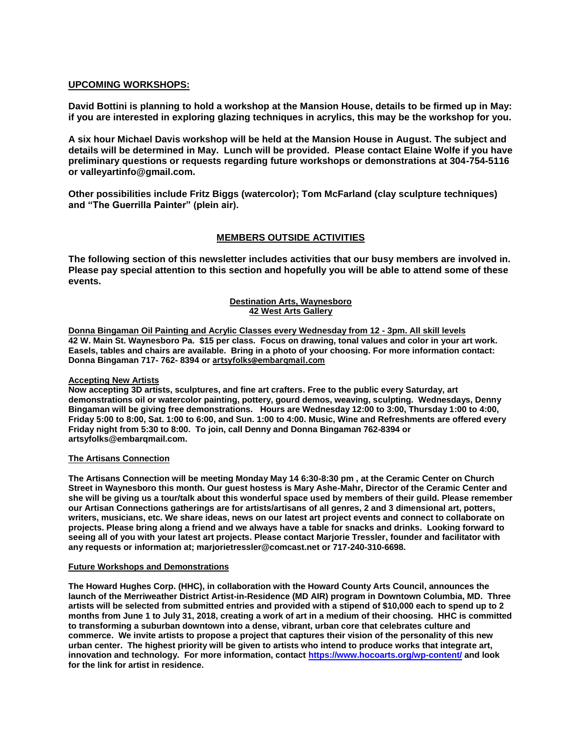## UPCOMING WORKSHOPS:

**David Bottini is planning to hold a workshop at the Mansion House, details to be firmed up in May: if you are interested in exploring glazing techniques in acrylics, this may be the workshop for you.**

**A six hour Michael Davis workshop will be held at the Mansion House in August. The subject and details will be determined in May. Lunch will be provided. Please contact Elaine Wolfe if you have preliminary questions or requests regarding future workshops or demonstrations at 304-754-5116 or valleyartinfo@gmail.com.**

**Other possibilities include Fritz Biggs (watercolor); Tom McFarland (clay sculpture techniques) and "The Guerrilla Painter" (plein air).**

## MEMBERS OUTSIDE ACTIVITIES

**The following section of this newsletter includes activities that our busy members are involved in. Please pay special attention to this section and hopefully you will be able to attend some of these events.**

### Destination Arts, Waynesboro
### 42 West Arts Gallery

**Donna Bingaman Oil Painting and Acrylic Classes every Wednesday from 12 - 3pm. All skill levels**
**42 W. Main St. Waynesboro Pa. $15 per class. Focus on drawing, tonal values and color in your art work. Easels, tables and chairs are available. Bring in a photo of your choosing. For more information contact: Donna Bingaman 717- 762- 8394 or artsyfolks@embarqmail.com**

**Accepting New Artists**
**Now accepting 3D artists, sculptures, and fine art crafters. Free to the public every Saturday, art demonstrations oil or watercolor painting, pottery, gourd demos, weaving, sculpting. Wednesdays, Denny Bingaman will be giving free demonstrations. Hours are Wednesday 12:00 to 3:00, Thursday 1:00 to 4:00, Friday 5:00 to 8:00, Sat. 1:00 to 6:00, and Sun. 1:00 to 4:00. Music, Wine and Refreshments are offered every Friday night from 5:30 to 8:00. To join, call Denny and Donna Bingaman 762-8394 or artsyfolks@embarqmail.com.**

**The Artisans Connection**

**The Artisans Connection will be meeting Monday May 14 6:30-8:30 pm , at the Ceramic Center on Church Street in Waynesboro this month. Our guest hostess is Mary Ashe-Mahr, Director of the Ceramic Center and she will be giving us a tour/talk about this wonderful space used by members of their guild. Please remember our Artisan Connections gatherings are for artists/artisans of all genres, 2 and 3 dimensional art, potters, writers, musicians, etc. We share ideas, news on our latest art project events and connect to collaborate on projects. Please bring along a friend and we always have a table for snacks and drinks. Looking forward to seeing all of you with your latest art projects. Please contact Marjorie Tressler, founder and facilitator with any requests or information at; marjorietressler@comcast.net or 717-240-310-6698.**

**Future Workshops and Demonstrations**

**The Howard Hughes Corp. (HHC), in collaboration with the Howard County Arts Council, announces the launch of the Merriweather District Artist-in-Residence (MD AIR) program in Downtown Columbia, MD. Three artists will be selected from submitted entries and provided with a stipend of $10,000 each to spend up to 2 months from June 1 to July 31, 2018, creating a work of art in a medium of their choosing. HHC is committed to transforming a suburban downtown into a dense, vibrant, urban core that celebrates culture and commerce. We invite artists to propose a project that captures their vision of the personality of this new urban center. The highest priority will be given to artists who intend to produce works that integrate art, innovation and technology. For more information, contact https://www.hocoarts.org/wp-content/ and look for the link for artist in residence.**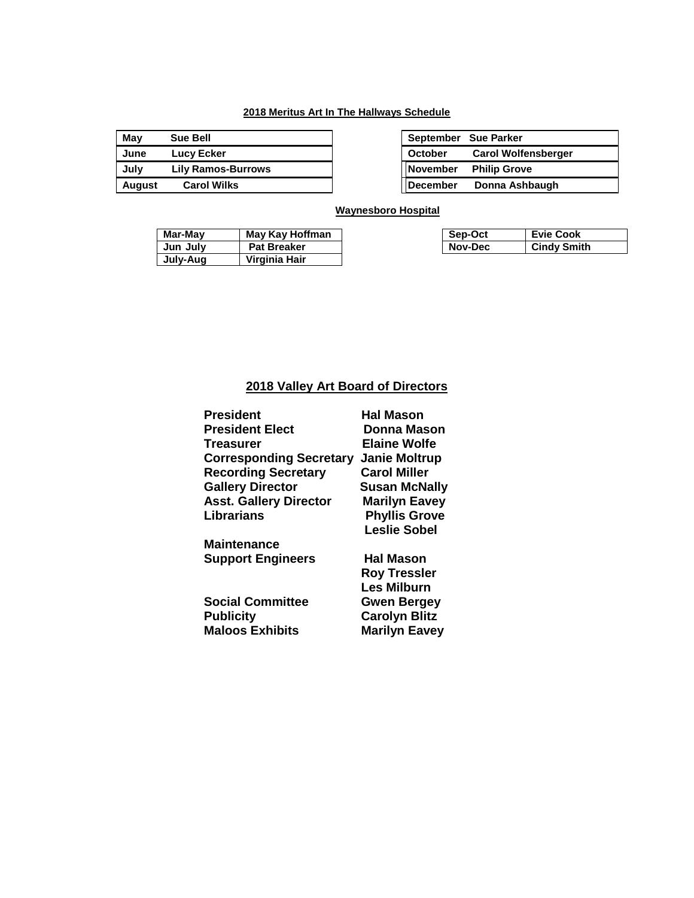## 2018 Meritus Art In The Hallways Schedule

| | |
|---|---|
| May | Sue Bell |
| June | Lucy Ecker |
| July | Lily Ramos-Burrows |
| August | Carol Wilks |

| | |
|---|---|
| September | Sue Parker |
| October | Carol Wolfensberger |
| November | Philip Grove |
| December | Donna Ashbaugh |

### Waynesboro Hospital

| | |
|---|---|
| Mar-May | May Kay Hoffman |
| Jun July | Pat Breaker |
| July-Aug | Virginia Hair |

| | |
|---|---|
| Sep-Oct | Evie Cook |
| Nov-Dec | Cindy Smith |

## 2018 Valley Art Board of Directors

| | |
|---|---|
| **President** | **Hal Mason** |
| **President Elect** | **Donna Mason** |
| **Treasurer** | **Elaine Wolfe** |
| **Corresponding Secretary** | **Janie Moltrup** |
| **Recording Secretary** | **Carol Miller** |
| **Gallery Director** | **Susan McNally** |
| **Asst. Gallery Director** | **Marilyn Eavey** |
| **Librarians** | **Phyllis Grove** |
| | **Leslie Sobel** |
| **Maintenance Support Engineers** | **Hal Mason** |
| | **Roy Tressler** |
| | **Les Milburn** |
| **Social Committee** | **Gwen Bergey** |
| **Publicity** | **Carolyn Blitz** |
| **Maloos Exhibits** | **Marilyn Eavey** |